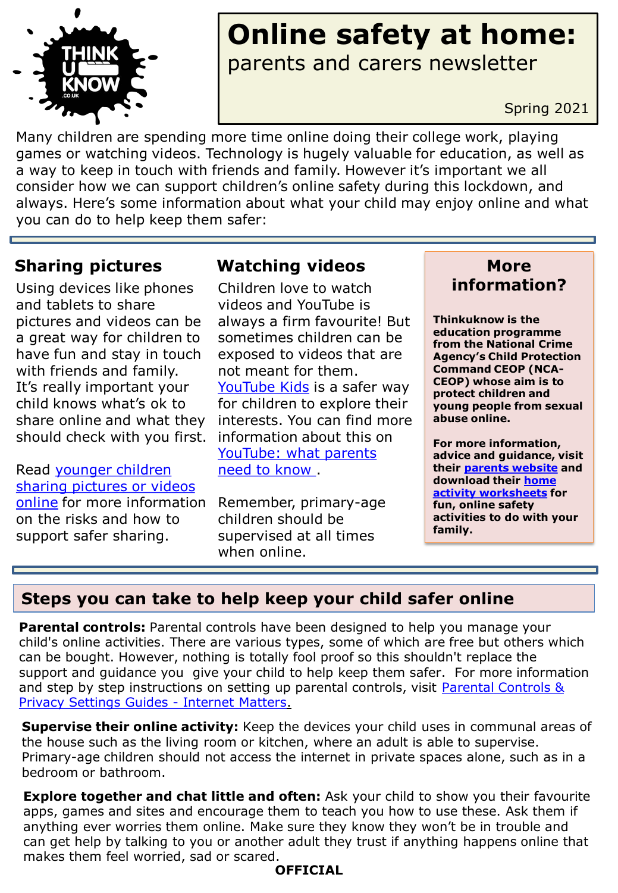# Online safety at home:

parents and carers newsletter

Spring 2021

Many children are spending more time online doing their college work, playing games or watching videos. Technology is hugely valuable for education, as well as a way to keep in touch with friends and family. However it's important we all consider how we can support children's online safety during this lockdown, and always. Here's some information about what your child may enjoy online and what you can do to help keep them safer:

## Sharing pictures

Using devices like phones and tablets to share pictures and videos can be a great way for children to have fun and stay in touch with friends and family. It's really important your child knows what's ok to share online and what they should check with you first.

Read younger children sharing pictures or videos online for more information on the risks and how to support safer sharing.

## Watching videos

Children love to watch videos and YouTube is always a firm favourite! But sometimes children can be exposed to videos that are not meant for them. YouTube Kids is a safer way for children to explore their interests. You can find more information about this on YouTube: what parents need to know .

Remember, primary-age children should be supervised at all times when online.

## More information?

**Thinkuknow is the education programme from the National Crime Agency's Child Protection Command CEOP (NCA-CEOP) whose aim is to protect children and young people from sexual abuse online.**

**For more information, advice and guidance, visit their parents website and download their home activity worksheets for fun, online safety activities to do with your family.**

## Steps you can take to help keep your child safer online

**Parental controls:** Parental controls have been designed to help you manage your child's online activities. There are various types, some of which are free but others which can be bought. However, nothing is totally fool proof so this shouldn't replace the support and guidance you give your child to help keep them safer. For more information and step by step instructions on setting up parental controls, visit Parental Controls & Privacy Settings Guides - Internet Matters.

**Supervise their online activity:** Keep the devices your child uses in communal areas of the house such as the living room or kitchen, where an adult is able to supervise. Primary-age children should not access the internet in private spaces alone, such as in a bedroom or bathroom.

**Explore together and chat little and often:** Ask your child to show you their favourite apps, games and sites and encourage them to teach you how to use these. Ask them if anything ever worries them online. Make sure they know they won't be in trouble and can get help by talking to you or another adult they trust if anything happens online that makes them feel worried, sad or scared.

**OFFICIAL**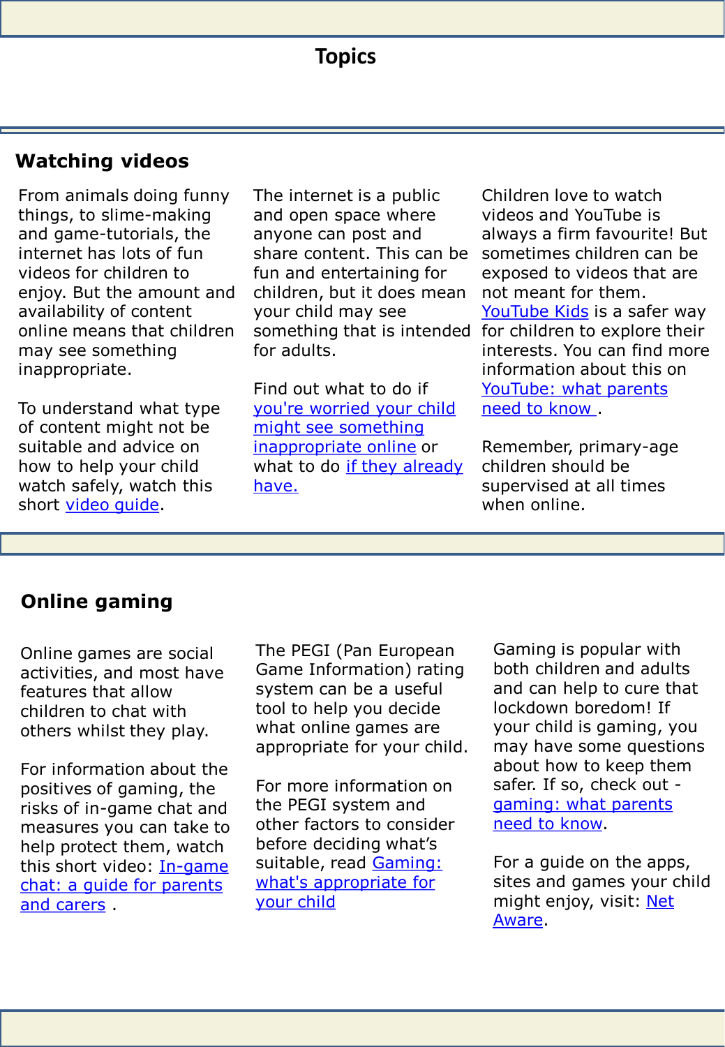# Topics

## Watching videos

From animals doing funny things, to slime-making and game-tutorials, the internet has lots of fun videos for children to enjoy. But the amount and availability of content online means that children may see something inappropriate.

To understand what type of content might not be suitable and advice on how to help your child watch safely, watch this short video guide.

The internet is a public and open space where anyone can post and share content. This can be fun and entertaining for children, but it does mean your child may see something that is intended for adults.

Find out what to do if you're worried your child might see something inappropriate online or what to do if they already have.

Children love to watch videos and YouTube is always a firm favourite! But sometimes children can be exposed to videos that are not meant for them. YouTube Kids is a safer way for children to explore their interests. You can find more information about this on YouTube: what parents need to know .

Remember, primary-age children should be supervised at all times when online.

## Online gaming

Online games are social activities, and most have features that allow children to chat with others whilst they play.

For information about the positives of gaming, the risks of in-game chat and measures you can take to help protect them, watch this short video: In-game chat: a guide for parents and carers .

The PEGI (Pan European Game Information) rating system can be a useful tool to help you decide what online games are appropriate for your child.

For more information on the PEGI system and other factors to consider before deciding what's suitable, read Gaming: what's appropriate for your child

Gaming is popular with both children and adults and can help to cure that lockdown boredom! If your child is gaming, you may have some questions about how to keep them safer. If so, check out - gaming: what parents need to know.

For a guide on the apps, sites and games your child might enjoy, visit: Net Aware.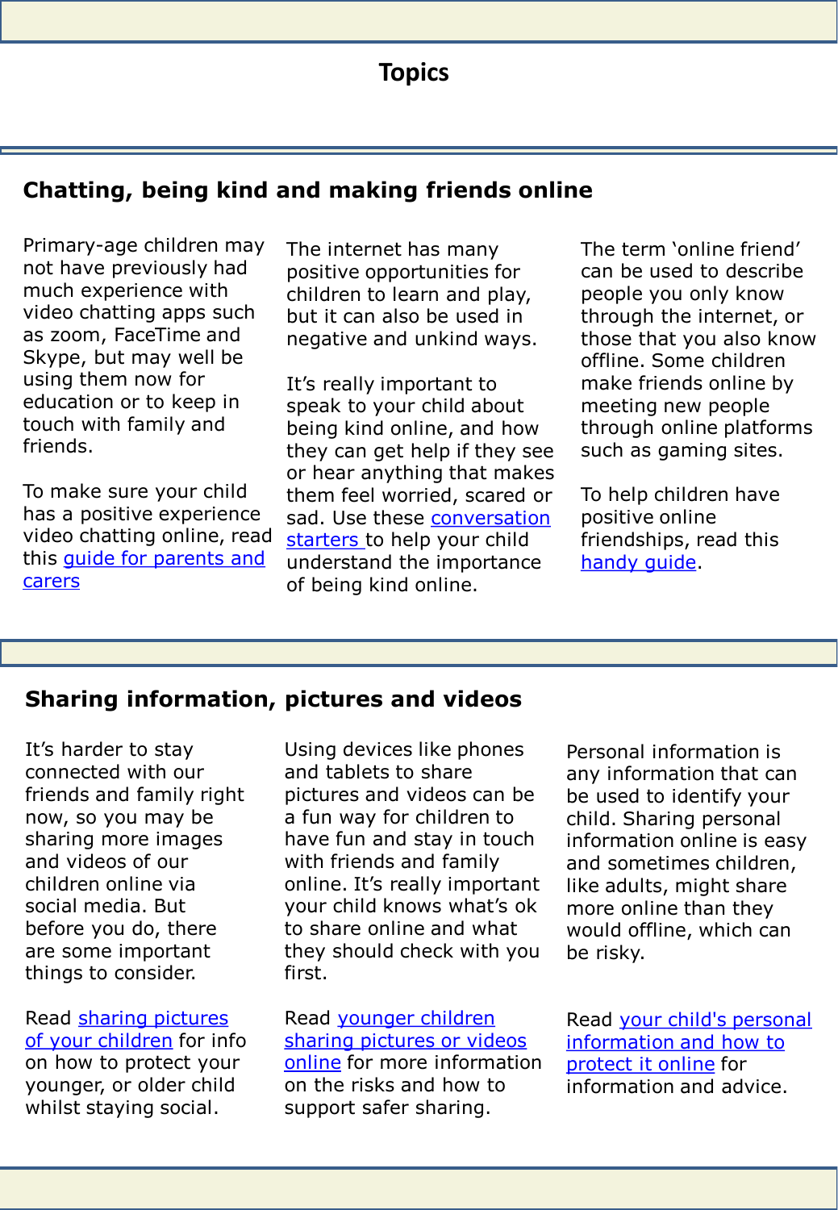# Topics

## Chatting, being kind and making friends online

Primary-age children may not have previously had much experience with video chatting apps such as zoom, FaceTime and Skype, but may well be using them now for education or to keep in touch with family and friends.

To make sure your child has a positive experience video chatting online, read this guide for parents and carers

The internet has many positive opportunities for children to learn and play, but it can also be used in negative and unkind ways.

It's really important to speak to your child about being kind online, and how they can get help if they see or hear anything that makes them feel worried, scared or sad. Use these conversation starters to help your child understand the importance of being kind online.

The term 'online friend' can be used to describe people you only know through the internet, or those that you also know offline. Some children make friends online by meeting new people through online platforms such as gaming sites.

To help children have positive online friendships, read this handy guide.

## Sharing information, pictures and videos

It's harder to stay connected with our friends and family right now, so you may be sharing more images and videos of our children online via social media. But before you do, there are some important things to consider.

Read sharing pictures of your children for info on how to protect your younger, or older child whilst staying social.

Using devices like phones and tablets to share pictures and videos can be a fun way for children to have fun and stay in touch with friends and family online. It's really important your child knows what's ok to share online and what they should check with you first.

Read younger children sharing pictures or videos online for more information on the risks and how to support safer sharing.

Personal information is any information that can be used to identify your child. Sharing personal information online is easy and sometimes children, like adults, might share more online than they would offline, which can be risky.

Read your child's personal information and how to protect it online for information and advice.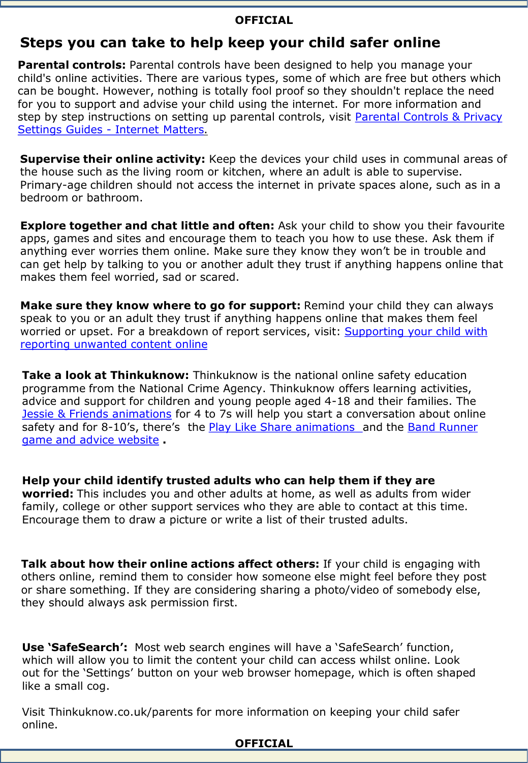# Steps you can take to help keep your child safer online

**Parental controls:** Parental controls have been designed to help you manage your child's online activities. There are various types, some of which are free but others which can be bought. However, nothing is totally fool proof so they shouldn't replace the need for you to support and advise your child using the internet. For more information and step by step instructions on setting up parental controls, visit Parental Controls & Privacy Settings Guides - Internet Matters.

**Supervise their online activity:** Keep the devices your child uses in communal areas of the house such as the living room or kitchen, where an adult is able to supervise. Primary-age children should not access the internet in private spaces alone, such as in a bedroom or bathroom.

**Explore together and chat little and often:** Ask your child to show you their favourite apps, games and sites and encourage them to teach you how to use these. Ask them if anything ever worries them online. Make sure they know they won't be in trouble and can get help by talking to you or another adult they trust if anything happens online that makes them feel worried, sad or scared.

**Make sure they know where to go for support:** Remind your child they can always speak to you or an adult they trust if anything happens online that makes them feel worried or upset. For a breakdown of report services, visit: Supporting your child with reporting unwanted content online

**Take a look at Thinkuknow:** Thinkuknow is the national online safety education programme from the National Crime Agency. Thinkuknow offers learning activities, advice and support for children and young people aged 4-18 and their families. The Jessie & Friends animations for 4 to 7s will help you start a conversation about online safety and for 8-10's, there's the Play Like Share animations and the Band Runner game and advice website .

**Help your child identify trusted adults who can help them if they are worried:** This includes you and other adults at home, as well as adults from wider family, college or other support services who they are able to contact at this time. Encourage them to draw a picture or write a list of their trusted adults.

**Talk about how their online actions affect others:** If your child is engaging with others online, remind them to consider how someone else might feel before they post or share something. If they are considering sharing a photo/video of somebody else, they should always ask permission first.

**Use 'SafeSearch':** Most web search engines will have a 'SafeSearch' function, which will allow you to limit the content your child can access whilst online. Look out for the 'Settings' button on your web browser homepage, which is often shaped like a small cog.

Visit Thinkuknow.co.uk/parents for more information on keeping your child safer online.